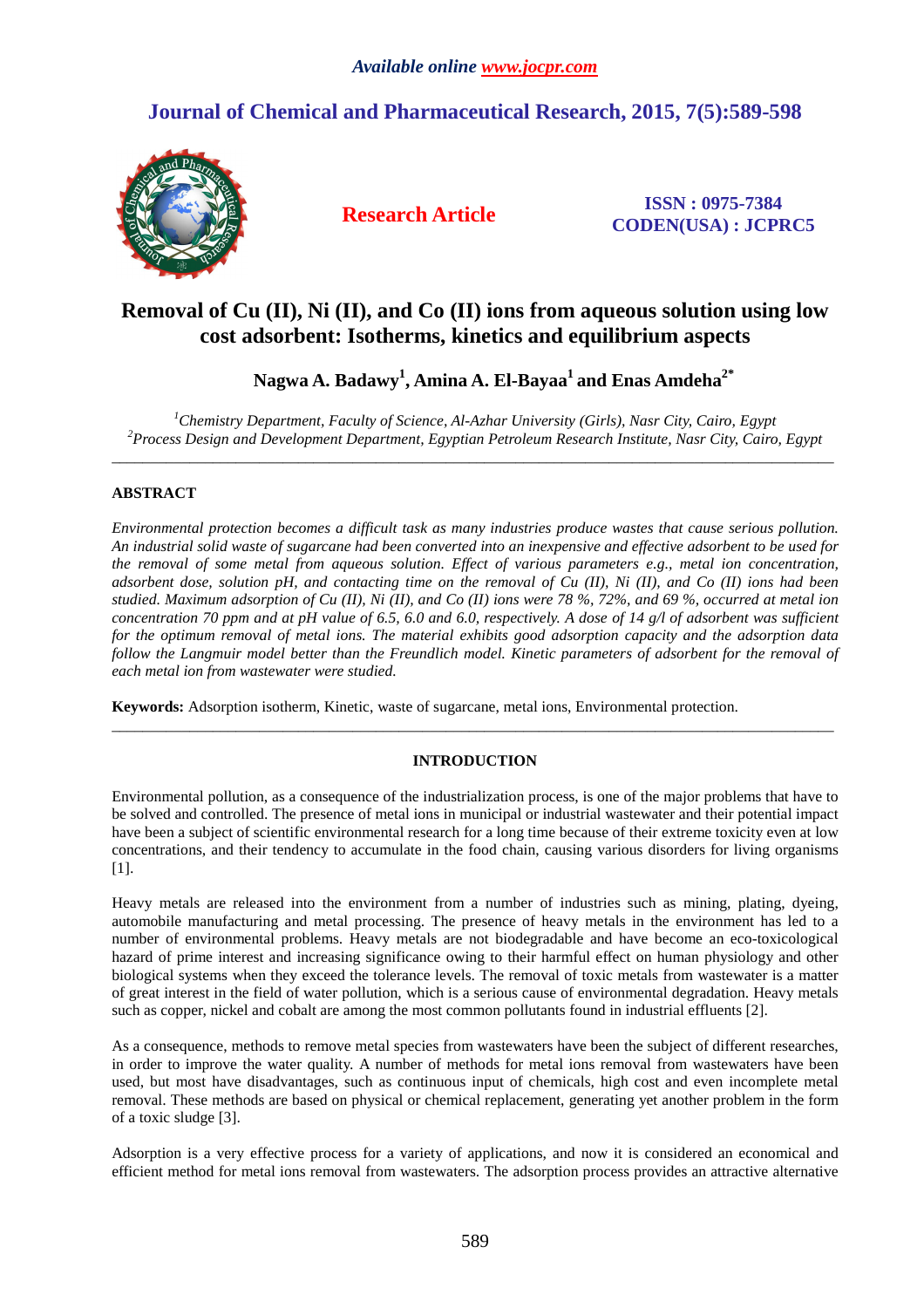# Removal of Cu (II), Ni (II), and Co (II) ions from aqueous solution using low cost adsorbent: Isotherms, kinetics and equilibrium aspects

**Nagwa A. Badawy[1], Amina A. El-Bayaa[1] and Enas Amdeha[2*]**

[1]*Chemistry Department, Faculty of Science, Al-Azhar University (Girls), Nasr City, Cairo, Egypt*
[2]*Process Design and Development Department, Egyptian Petroleum Research Institute, Nasr City, Cairo, Egypt*

---

## ABSTRACT

*Environmental protection becomes a difficult task as many industries produce wastes that cause serious pollution. An industrial solid waste of sugarcane had been converted into an inexpensive and effective adsorbent to be used for the removal of some metal from aqueous solution. Effect of various parameters e.g., metal ion concentration, adsorbent dose, solution pH, and contacting time on the removal of Cu (II), Ni (II), and Co (II) ions had been studied. Maximum adsorption of Cu (II), Ni (II), and Co (II) ions were 78 %, 72%, and 69 %, occurred at metal ion concentration 70 ppm and at pH value of 6.5, 6.0 and 6.0, respectively. A dose of 14 g/l of adsorbent was sufficient for the optimum removal of metal ions. The material exhibits good adsorption capacity and the adsorption data follow the Langmuir model better than the Freundlich model. Kinetic parameters of adsorbent for the removal of each metal ion from wastewater were studied.*

**Keywords:** Adsorption isotherm, Kinetic, waste of sugarcane, metal ions, Environmental protection.

---

## INTRODUCTION

Environmental pollution, as a consequence of the industrialization process, is one of the major problems that have to be solved and controlled. The presence of metal ions in municipal or industrial wastewater and their potential impact have been a subject of scientific environmental research for a long time because of their extreme toxicity even at low concentrations, and their tendency to accumulate in the food chain, causing various disorders for living organisms [1].

Heavy metals are released into the environment from a number of industries such as mining, plating, dyeing, automobile manufacturing and metal processing. The presence of heavy metals in the environment has led to a number of environmental problems. Heavy metals are not biodegradable and have become an eco-toxicological hazard of prime interest and increasing significance owing to their harmful effect on human physiology and other biological systems when they exceed the tolerance levels. The removal of toxic metals from wastewater is a matter of great interest in the field of water pollution, which is a serious cause of environmental degradation. Heavy metals such as copper, nickel and cobalt are among the most common pollutants found in industrial effluents [2].

As a consequence, methods to remove metal species from wastewaters have been the subject of different researches, in order to improve the water quality. A number of methods for metal ions removal from wastewaters have been used, but most have disadvantages, such as continuous input of chemicals, high cost and even incomplete metal removal. These methods are based on physical or chemical replacement, generating yet another problem in the form of a toxic sludge [3].

Adsorption is a very effective process for a variety of applications, and now it is considered an economical and efficient method for metal ions removal from wastewaters. The adsorption process provides an attractive alternative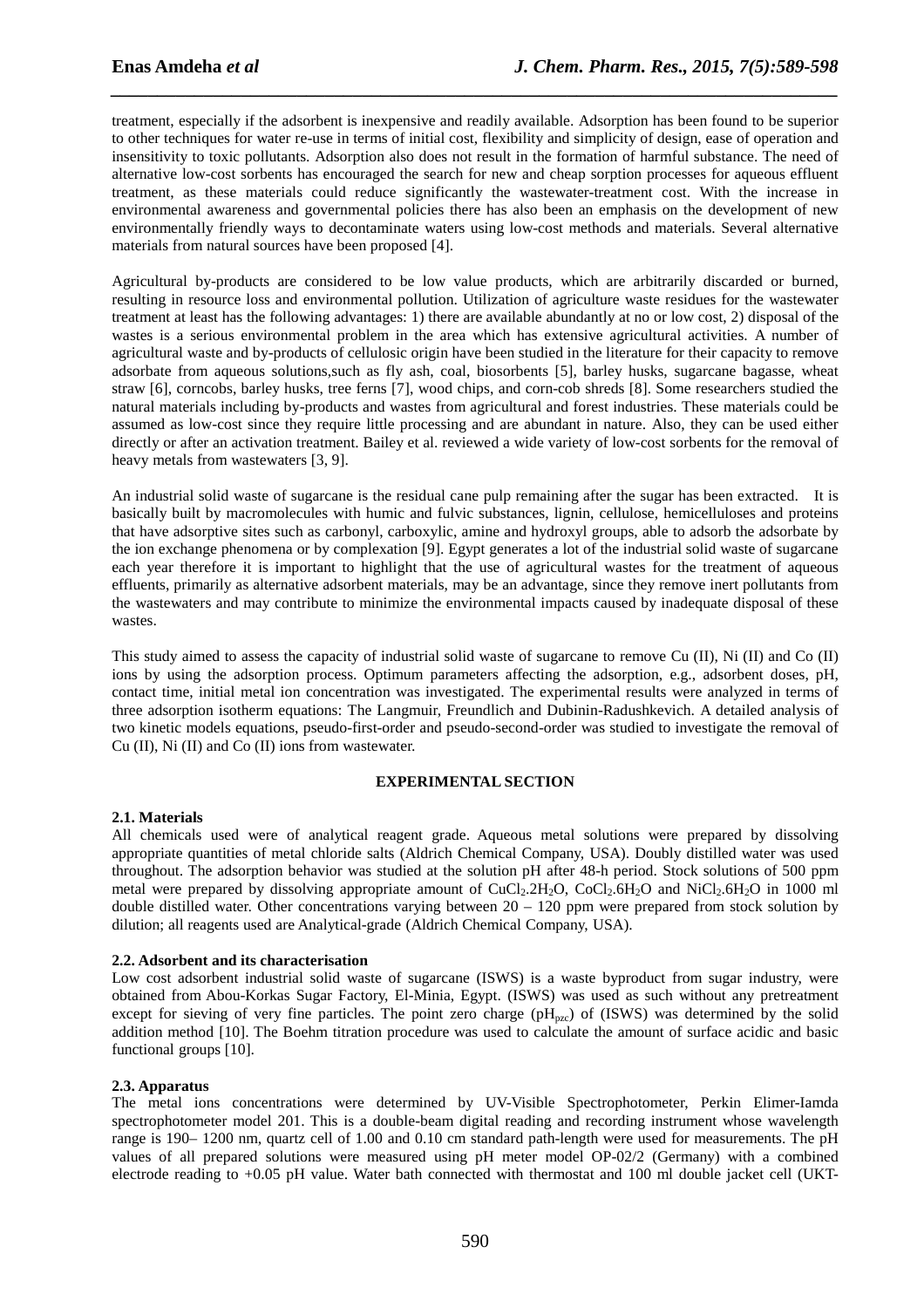treatment, especially if the adsorbent is inexpensive and readily available. Adsorption has been found to be superior to other techniques for water re-use in terms of initial cost, flexibility and simplicity of design, ease of operation and insensitivity to toxic pollutants. Adsorption also does not result in the formation of harmful substance. The need of alternative low-cost sorbents has encouraged the search for new and cheap sorption processes for aqueous effluent treatment, as these materials could reduce significantly the wastewater-treatment cost. With the increase in environmental awareness and governmental policies there has also been an emphasis on the development of new environmentally friendly ways to decontaminate waters using low-cost methods and materials. Several alternative materials from natural sources have been proposed [4].

Agricultural by-products are considered to be low value products, which are arbitrarily discarded or burned, resulting in resource loss and environmental pollution. Utilization of agriculture waste residues for the wastewater treatment at least has the following advantages: 1) there are available abundantly at no or low cost, 2) disposal of the wastes is a serious environmental problem in the area which has extensive agricultural activities. A number of agricultural waste and by-products of cellulosic origin have been studied in the literature for their capacity to remove adsorbate from aqueous solutions,such as fly ash, coal, biosorbents [5], barley husks, sugarcane bagasse, wheat straw [6], corncobs, barley husks, tree ferns [7], wood chips, and corn-cob shreds [8]. Some researchers studied the natural materials including by-products and wastes from agricultural and forest industries. These materials could be assumed as low-cost since they require little processing and are abundant in nature. Also, they can be used either directly or after an activation treatment. Bailey et al. reviewed a wide variety of low-cost sorbents for the removal of heavy metals from wastewaters [3, 9].

An industrial solid waste of sugarcane is the residual cane pulp remaining after the sugar has been extracted. It is basically built by macromolecules with humic and fulvic substances, lignin, cellulose, hemicelluloses and proteins that have adsorptive sites such as carbonyl, carboxylic, amine and hydroxyl groups, able to adsorb the adsorbate by the ion exchange phenomena or by complexation [9]. Egypt generates a lot of the industrial solid waste of sugarcane each year therefore it is important to highlight that the use of agricultural wastes for the treatment of aqueous effluents, primarily as alternative adsorbent materials, may be an advantage, since they remove inert pollutants from the wastewaters and may contribute to minimize the environmental impacts caused by inadequate disposal of these wastes.

This study aimed to assess the capacity of industrial solid waste of sugarcane to remove Cu (II), Ni (II) and Co (II) ions by using the adsorption process. Optimum parameters affecting the adsorption, e.g., adsorbent doses, pH, contact time, initial metal ion concentration was investigated. The experimental results were analyzed in terms of three adsorption isotherm equations: The Langmuir, Freundlich and Dubinin-Radushkevich. A detailed analysis of two kinetic models equations, pseudo-first-order and pseudo-second-order was studied to investigate the removal of Cu (II), Ni (II) and Co (II) ions from wastewater.

## EXPERIMENTAL SECTION

### 2.1. Materials

All chemicals used were of analytical reagent grade. Aqueous metal solutions were prepared by dissolving appropriate quantities of metal chloride salts (Aldrich Chemical Company, USA). Doubly distilled water was used throughout. The adsorption behavior was studied at the solution pH after 48-h period. Stock solutions of 500 ppm metal were prepared by dissolving appropriate amount of $CuCl_2.2H_2O$, $CoCl_2.6H_2O$ and $NiCl_2.6H_2O$ in 1000 ml double distilled water. Other concentrations varying between 20 – 120 ppm were prepared from stock solution by dilution; all reagents used are Analytical-grade (Aldrich Chemical Company, USA).

### 2.2. Adsorbent and its characterisation

Low cost adsorbent industrial solid waste of sugarcane (ISWS) is a waste byproduct from sugar industry, were obtained from Abou-Korkas Sugar Factory, El-Minia, Egypt. (ISWS) was used as such without any pretreatment except for sieving of very fine particles. The point zero charge ($pH_{pzc}$) of (ISWS) was determined by the solid addition method [10]. The Boehm titration procedure was used to calculate the amount of surface acidic and basic functional groups [10].

### 2.3. Apparatus

The metal ions concentrations were determined by UV-Visible Spectrophotometer, Perkin Elimer-Iamda spectrophotometer model 201. This is a double-beam digital reading and recording instrument whose wavelength range is 190– 1200 nm, quartz cell of 1.00 and 0.10 cm standard path-length were used for measurements. The pH values of all prepared solutions were measured using pH meter model OP-02/2 (Germany) with a combined electrode reading to +0.05 pH value. Water bath connected with thermostat and 100 ml double jacket cell (UKT-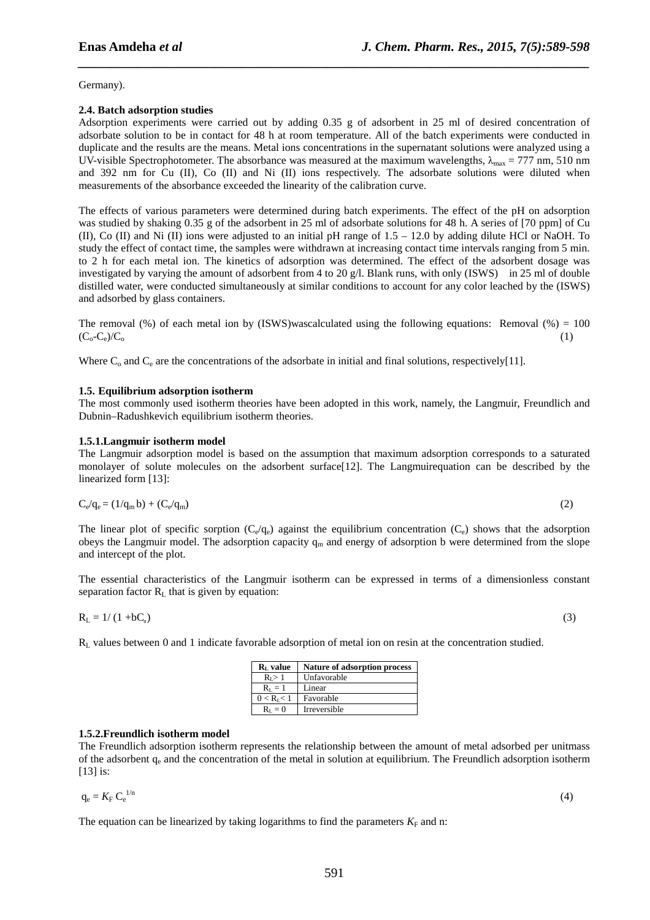Germany).

**2.4. Batch adsorption studies**

Adsorption experiments were carried out by adding 0.35 g of adsorbent in 25 ml of desired concentration of adsorbate solution to be in contact for 48 h at room temperature. All of the batch experiments were conducted in duplicate and the results are the means. Metal ions concentrations in the supernatant solutions were analyzed using a UV-visible Spectrophotometer. The absorbance was measured at the maximum wavelengths, $\lambda_{max}$ = 777 nm, 510 nm and 392 nm for Cu (II), Co (II) and Ni (II) ions respectively. The adsorbate solutions were diluted when measurements of the absorbance exceeded the linearity of the calibration curve.

The effects of various parameters were determined during batch experiments. The effect of the pH on adsorption was studied by shaking 0.35 g of the adsorbent in 25 ml of adsorbate solutions for 48 h. A series of [70 ppm] of Cu (II), Co (II) and Ni (II) ions were adjusted to an initial pH range of 1.5 – 12.0 by adding dilute HCl or NaOH. To study the effect of contact time, the samples were withdrawn at increasing contact time intervals ranging from 5 min. to 2 h for each metal ion. The kinetics of adsorption was determined. The effect of the adsorbent dosage was investigated by varying the amount of adsorbent from 4 to 20 g/l. Blank runs, with only (ISWS) in 25 ml of double distilled water, were conducted simultaneously at similar conditions to account for any color leached by the (ISWS) and adsorbed by glass containers.

The removal (%) of each metal ion by (ISWS)wascalculated using the following equations: Removal (%) = 100 $(C_o-C_e)/C_o$ (1)

Where $C_o$ and $C_e$ are the concentrations of the adsorbate in initial and final solutions, respectively[11].

**1.5. Equilibrium adsorption isotherm**

The most commonly used isotherm theories have been adopted in this work, namely, the Langmuir, Freundlich and Dubnin–Radushkevich equilibrium isotherm theories.

**1.5.1.Langmuir isotherm model**

The Langmuir adsorption model is based on the assumption that maximum adsorption corresponds to a saturated monolayer of solute molecules on the adsorbent surface[12]. The Langmuirequation can be described by the linearized form [13]:

$$C_e/q_e = (1/q_m b) + (C_e/q_m) \tag{2}$$

The linear plot of specific sorption ($C_e/q_e$) against the equilibrium concentration ($C_e$) shows that the adsorption obeys the Langmuir model. The adsorption capacity $q_m$ and energy of adsorption b were determined from the slope and intercept of the plot.

The essential characteristics of the Langmuir isotherm can be expressed in terms of a dimensionless constant separation factor $R_L$ that is given by equation:

$$R_L = 1/(1 + bC_o) \tag{3}$$

$R_L$ values between 0 and 1 indicate favorable adsorption of metal ion on resin at the concentration studied.

| $R_L$ value | Nature of adsorption process |
|---|---|
| $R_L > 1$ | Unfavorable |
| $R_L = 1$ | Linear |
| $0 < R_L < 1$ | Favorable |
| $R_L = 0$ | Irreversible |

**1.5.2.Freundlich isotherm model**

The Freundlich adsorption isotherm represents the relationship between the amount of metal adsorbed per unitmass of the adsorbent $q_e$ and the concentration of the metal in solution at equilibrium. The Freundlich adsorption isotherm [13] is:

$$q_e = K_F C_e^{1/n} \tag{4}$$

The equation can be linearized by taking logarithms to find the parameters $K_F$ and n: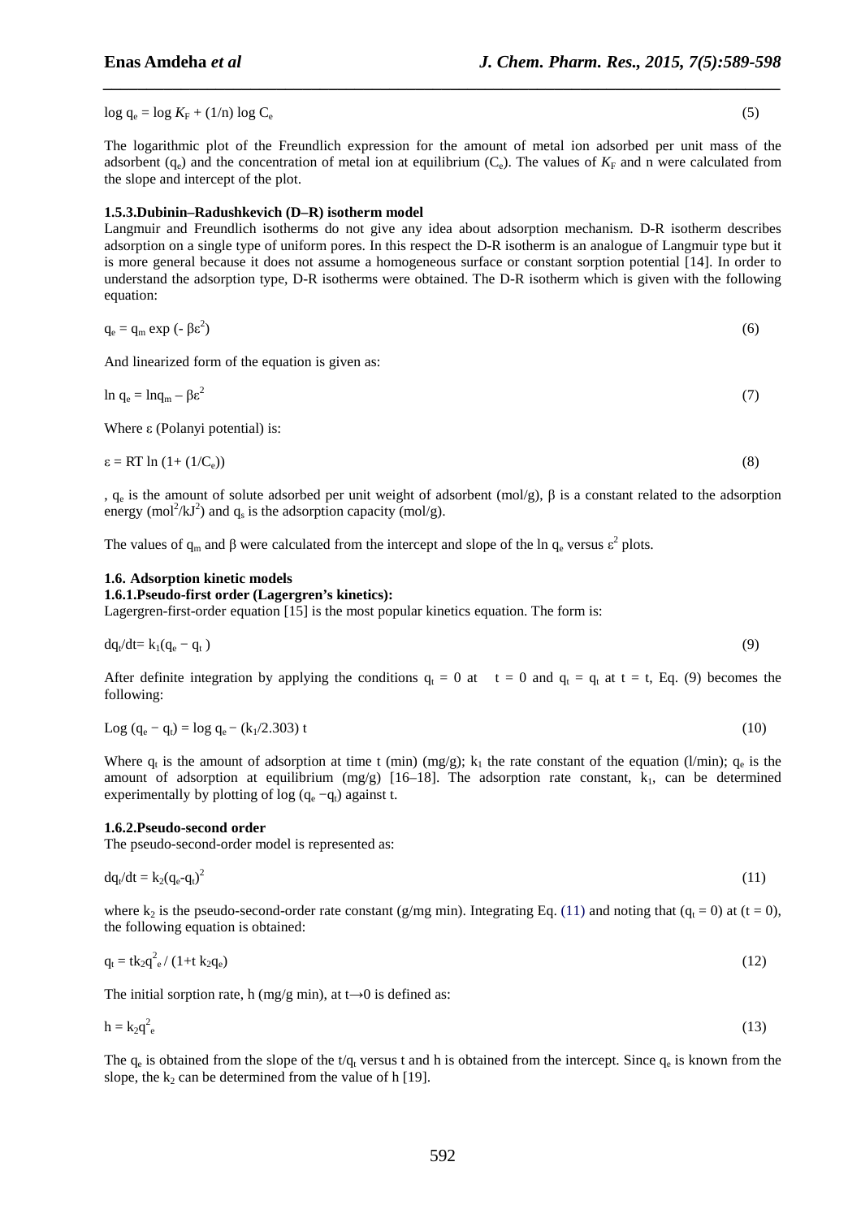$$\log q_e = \log K_F + (1/n) \log C_e \quad (5)$$

The logarithmic plot of the Freundlich expression for the amount of metal ion adsorbed per unit mass of the adsorbent ($q_e$) and the concentration of metal ion at equilibrium ($C_e$). The values of $K_F$ and n were calculated from the slope and intercept of the plot.

### 1.5.3.Dubinin–Radushkevich (D–R) isotherm model

Langmuir and Freundlich isotherms do not give any idea about adsorption mechanism. D-R isotherm describes adsorption on a single type of uniform pores. In this respect the D-R isotherm is an analogue of Langmuir type but it is more general because it does not assume a homogeneous surface or constant sorption potential [14]. In order to understand the adsorption type, D-R isotherms were obtained. The D-R isotherm which is given with the following equation:

$$q_e = q_m \exp(-\beta\varepsilon^2) \quad (6)$$

And linearized form of the equation is given as:

$$\ln q_e = \ln q_m - \beta\varepsilon^2 \quad (7)$$

Where ε (Polanyi potential) is:

$$\varepsilon = RT \ln(1 + (1/C_e)) \quad (8)$$

, $q_e$ is the amount of solute adsorbed per unit weight of adsorbent (mol/g), β is a constant related to the adsorption energy ($mol^2/kJ^2$) and $q_s$ is the adsorption capacity (mol/g).

The values of $q_m$ and β were calculated from the intercept and slope of the ln $q_e$ versus $\varepsilon^2$ plots.

## 1.6. Adsorption kinetic models

### 1.6.1.Pseudo-first order (Lagergren's kinetics):

Lagergren-first-order equation [15] is the most popular kinetics equation. The form is:

$$dq_t/dt = k_1(q_e - q_t) \quad (9)$$

After definite integration by applying the conditions $q_t = 0$ at $t = 0$ and $q_t = q_t$ at $t = t$, Eq. (9) becomes the following:

$$\text{Log}(q_e - q_t) = \log q_e - (k_1/2.303)\, t \quad (10)$$

Where $q_t$ is the amount of adsorption at time t (min) (mg/g); $k_1$ the rate constant of the equation (l/min); $q_e$ is the amount of adsorption at equilibrium (mg/g) [16–18]. The adsorption rate constant, $k_1$, can be determined experimentally by plotting of log ($q_e - q_t$) against t.

### 1.6.2.Pseudo-second order

The pseudo-second-order model is represented as:

$$dq_t/dt = k_2(q_e - q_t)^2 \quad (11)$$

where $k_2$ is the pseudo-second-order rate constant (g/mg min). Integrating Eq. (11) and noting that ($q_t = 0$) at ($t = 0$), the following equation is obtained:

$$q_t = t k_2 q_e^2 / (1 + t\, k_2 q_e) \quad (12)$$

The initial sorption rate, h (mg/g min), at t→0 is defined as:

$$h = k_2 q_e^2 \quad (13)$$

The $q_e$ is obtained from the slope of the $t/q_t$ versus t and h is obtained from the intercept. Since $q_e$ is known from the slope, the $k_2$ can be determined from the value of h [19].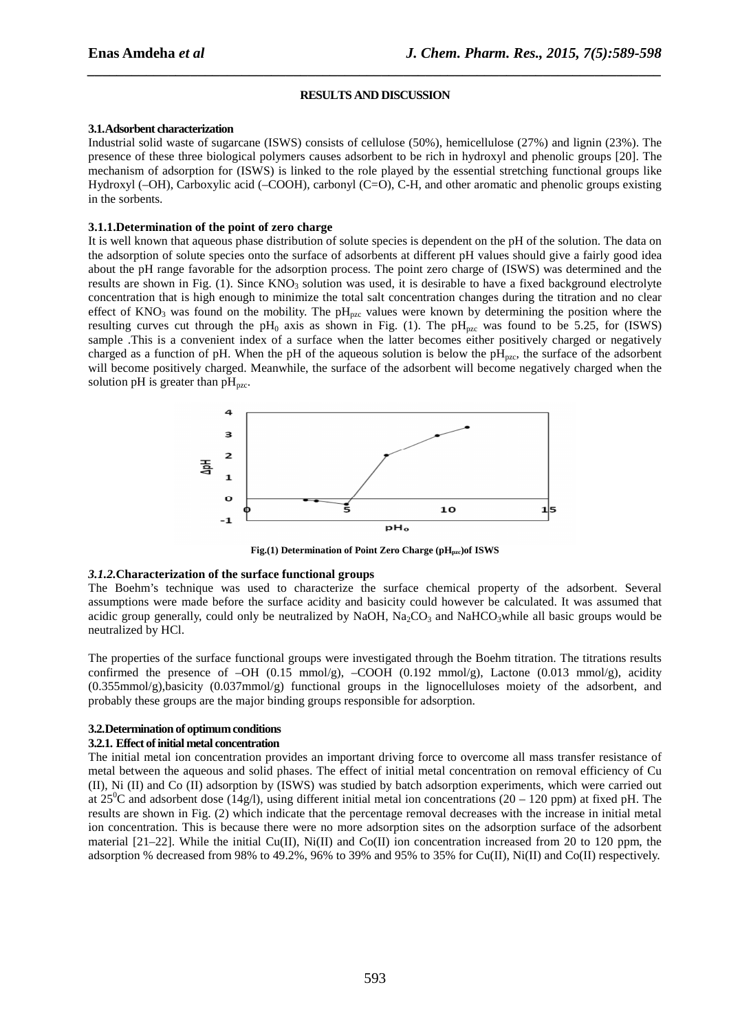## RESULTS AND DISCUSSION

### 3.1. Adsorbent characterization

Industrial solid waste of sugarcane (ISWS) consists of cellulose (50%), hemicellulose (27%) and lignin (23%). The presence of these three biological polymers causes adsorbent to be rich in hydroxyl and phenolic groups [20]. The mechanism of adsorption for (ISWS) is linked to the role played by the essential stretching functional groups like Hydroxyl (–OH), Carboxylic acid (–COOH), carbonyl (C=O), C-H, and other aromatic and phenolic groups existing in the sorbents.

### 3.1.1. Determination of the point of zero charge

It is well known that aqueous phase distribution of solute species is dependent on the pH of the solution. The data on the adsorption of solute species onto the surface of adsorbents at different pH values should give a fairly good idea about the pH range favorable for the adsorption process. The point zero charge of (ISWS) was determined and the results are shown in Fig. (1). Since $KNO_3$ solution was used, it is desirable to have a fixed background electrolyte concentration that is high enough to minimize the total salt concentration changes during the titration and no clear effect of $KNO_3$ was found on the mobility. The $pH_{pzc}$ values were known by determining the position where the resulting curves cut through the $pH_0$ axis as shown in Fig. (1). The $pH_{pzc}$ was found to be 5.25, for (ISWS) sample .This is a convenient index of a surface when the latter becomes either positively charged or negatively charged as a function of pH. When the pH of the aqueous solution is below the $pH_{pzc}$, the surface of the adsorbent will become positively charged. Meanwhile, the surface of the adsorbent will become negatively charged when the solution pH is greater than $pH_{pzc}$.

**Fig.(1) Determination of Point Zero Charge ($pH_{pzc}$)of ISWS**

### *3.1.2.* Characterization of the surface functional groups

The Boehm's technique was used to characterize the surface chemical property of the adsorbent. Several assumptions were made before the surface acidity and basicity could however be calculated. It was assumed that acidic group generally, could only be neutralized by NaOH, $Na_2CO_3$ and $NaHCO_3$while all basic groups would be neutralized by HCl.

The properties of the surface functional groups were investigated through the Boehm titration. The titrations results confirmed the presence of –OH (0.15 mmol/g), –COOH (0.192 mmol/g), Lactone (0.013 mmol/g), acidity (0.355mmol/g),basicity (0.037mmol/g) functional groups in the lignocelluloses moiety of the adsorbent, and probably these groups are the major binding groups responsible for adsorption.

### 3.2. Determination of optimum conditions

#### 3.2.1. Effect of initial metal concentration

The initial metal ion concentration provides an important driving force to overcome all mass transfer resistance of metal between the aqueous and solid phases. The effect of initial metal concentration on removal efficiency of Cu (II), Ni (II) and Co (II) adsorption by (ISWS) was studied by batch adsorption experiments, which were carried out at $25^0$C and adsorbent dose (14g/l), using different initial metal ion concentrations (20 – 120 ppm) at fixed pH. The results are shown in Fig. (2) which indicate that the percentage removal decreases with the increase in initial metal ion concentration. This is because there were no more adsorption sites on the adsorption surface of the adsorbent material [21–22]. While the initial Cu(II), Ni(II) and Co(II) ion concentration increased from 20 to 120 ppm, the adsorption % decreased from 98% to 49.2%, 96% to 39% and 95% to 35% for Cu(II), Ni(II) and Co(II) respectively.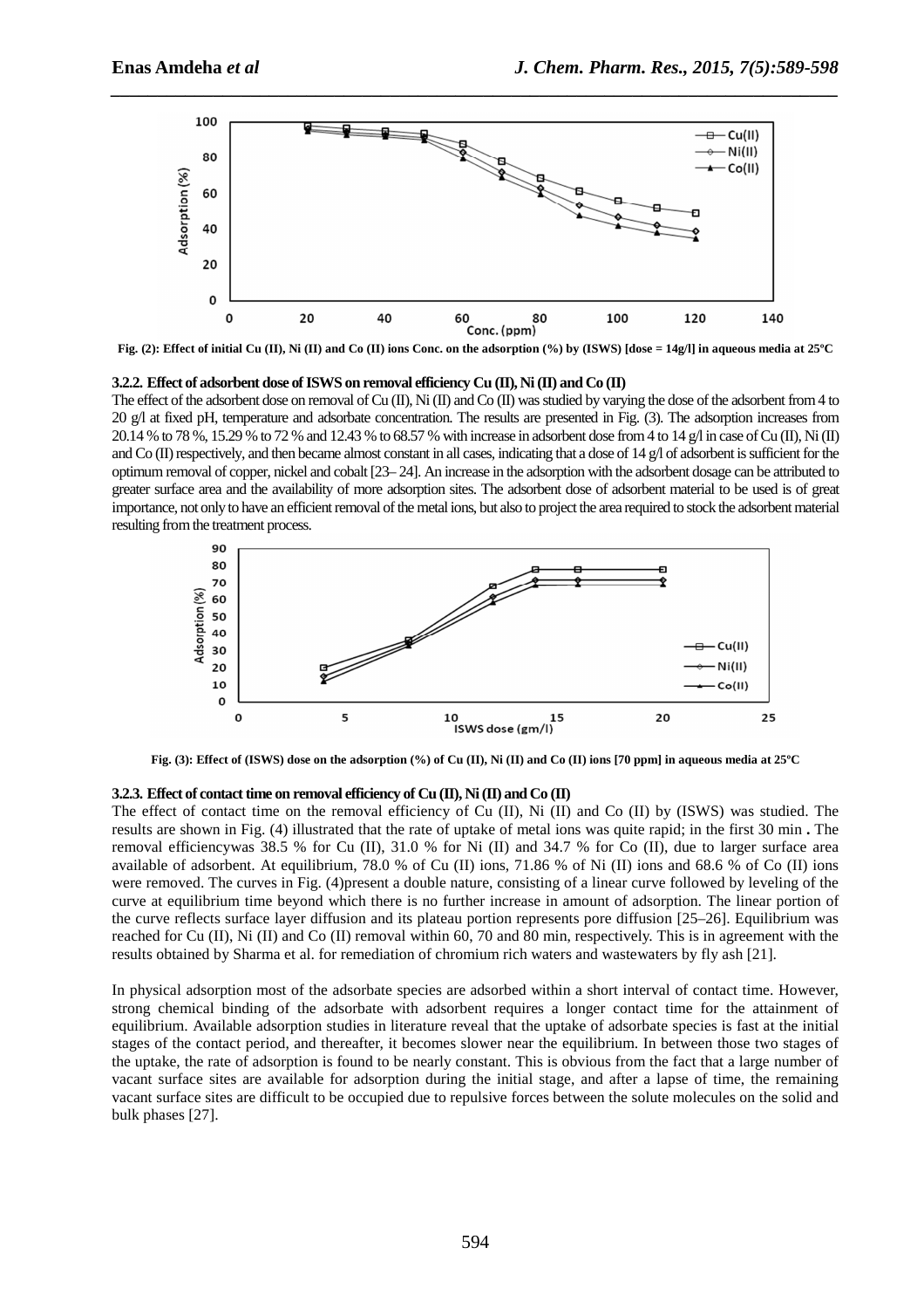Fig. (2): Effect of initial Cu (II), Ni (II) and Co (II) ions Conc. on the adsorption (%) by (ISWS) [dose = 14g/l] in aqueous media at 25ºC

### 3.2.2. Effect of adsorbent dose of ISWS on removal efficiency Cu (II), Ni (II) and Co (II)

The effect of the adsorbent dose on removal of Cu (II), Ni (II) and Co (II) was studied by varying the dose of the adsorbent from 4 to 20 g/l at fixed pH, temperature and adsorbate concentration. The results are presented in Fig. (3). The adsorption increases from 20.14 % to 78 %, 15.29 % to 72 % and 12.43 % to 68.57 % with increase in adsorbent dose from 4 to 14 g/l in case of Cu (II), Ni (II) and Co (II) respectively, and then became almost constant in all cases, indicating that a dose of 14 g/l of adsorbent is sufficient for the optimum removal of copper, nickel and cobalt [23– 24]. An increase in the adsorption with the adsorbent dosage can be attributed to greater surface area and the availability of more adsorption sites. The adsorbent dose of adsorbent material to be used is of great importance, not only to have an efficient removal of the metal ions, but also to project the area required to stock the adsorbent material resulting from the treatment process.

Fig. (3): Effect of (ISWS) dose on the adsorption (%) of Cu (II), Ni (II) and Co (II) ions [70 ppm] in aqueous media at 25ºC

### 3.2.3. Effect of contact time on removal efficiency of Cu (II), Ni (II) and Co (II)

The effect of contact time on the removal efficiency of Cu (II), Ni (II) and Co (II) by (ISWS) was studied. The results are shown in Fig. (4) illustrated that the rate of uptake of metal ions was quite rapid; in the first 30 min **.** The removal efficiencywas 38.5 % for Cu (II), 31.0 % for Ni (II) and 34.7 % for Co (II), due to larger surface area available of adsorbent. At equilibrium, 78.0 % of Cu (II) ions, 71.86 % of Ni (II) ions and 68.6 % of Co (II) ions were removed. The curves in Fig. (4)present a double nature, consisting of a linear curve followed by leveling of the curve at equilibrium time beyond which there is no further increase in amount of adsorption. The linear portion of the curve reflects surface layer diffusion and its plateau portion represents pore diffusion [25–26]. Equilibrium was reached for Cu (II), Ni (II) and Co (II) removal within 60, 70 and 80 min, respectively. This is in agreement with the results obtained by Sharma et al. for remediation of chromium rich waters and wastewaters by fly ash [21].

In physical adsorption most of the adsorbate species are adsorbed within a short interval of contact time. However, strong chemical binding of the adsorbate with adsorbent requires a longer contact time for the attainment of equilibrium. Available adsorption studies in literature reveal that the uptake of adsorbate species is fast at the initial stages of the contact period, and thereafter, it becomes slower near the equilibrium. In between those two stages of the uptake, the rate of adsorption is found to be nearly constant. This is obvious from the fact that a large number of vacant surface sites are available for adsorption during the initial stage, and after a lapse of time, the remaining vacant surface sites are difficult to be occupied due to repulsive forces between the solute molecules on the solid and bulk phases [27].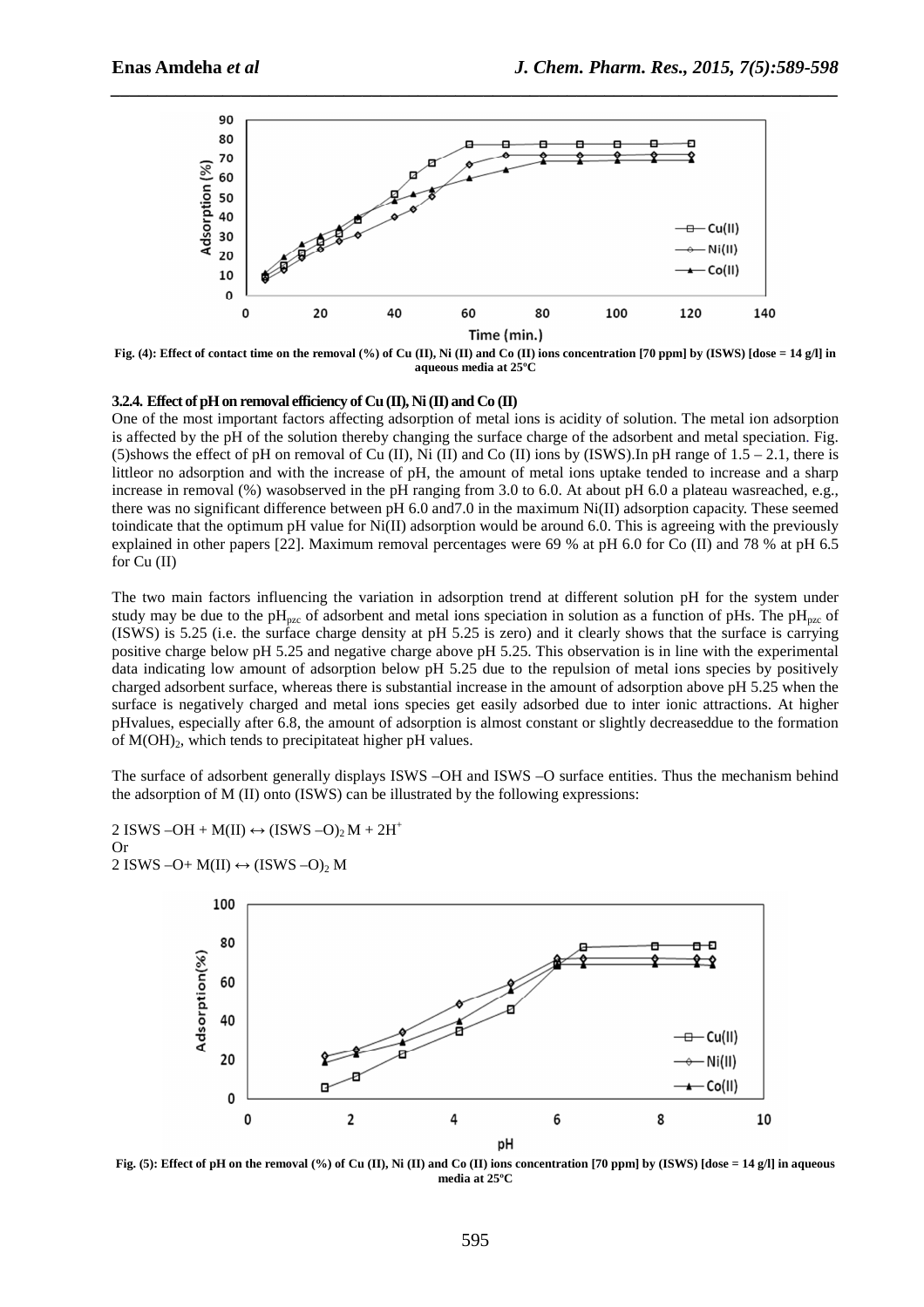Fig. (4): Effect of contact time on the removal (%) of Cu (II), Ni (II) and Co (II) ions concentration [70 ppm] by (ISWS) [dose = 14 g/l] in aqueous media at 25ºC

#### 3.2.4. Effect of pH on removal efficiency of Cu (II), Ni (II) and Co (II)

One of the most important factors affecting adsorption of metal ions is acidity of solution. The metal ion adsorption is affected by the pH of the solution thereby changing the surface charge of the adsorbent and metal speciation. Fig. (5)shows the effect of pH on removal of Cu (II), Ni (II) and Co (II) ions by (ISWS).In pH range of 1.5 – 2.1, there is littleor no adsorption and with the increase of pH, the amount of metal ions uptake tended to increase and a sharp increase in removal (%) wasobserved in the pH ranging from 3.0 to 6.0. At about pH 6.0 a plateau wasreached, e.g., there was no significant difference between pH 6.0 and7.0 in the maximum Ni(II) adsorption capacity. These seemed toindicate that the optimum pH value for Ni(II) adsorption would be around 6.0. This is agreeing with the previously explained in other papers [22]. Maximum removal percentages were 69 % at pH 6.0 for Co (II) and 78 % at pH 6.5 for Cu (II)

The two main factors influencing the variation in adsorption trend at different solution pH for the system under study may be due to the $pH_{pzc}$ of adsorbent and metal ions speciation in solution as a function of pHs. The $pH_{pzc}$ of (ISWS) is 5.25 (i.e. the surface charge density at pH 5.25 is zero) and it clearly shows that the surface is carrying positive charge below pH 5.25 and negative charge above pH 5.25. This observation is in line with the experimental data indicating low amount of adsorption below pH 5.25 due to the repulsion of metal ions species by positively charged adsorbent surface, whereas there is substantial increase in the amount of adsorption above pH 5.25 when the surface is negatively charged and metal ions species get easily adsorbed due to inter ionic attractions. At higher pHvalues, especially after 6.8, the amount of adsorption is almost constant or slightly decreaseddue to the formation of $M(OH)_2$, which tends to precipitateat higher pH values.

The surface of adsorbent generally displays ISWS –OH and ISWS –O surface entities. Thus the mechanism behind the adsorption of M (II) onto (ISWS) can be illustrated by the following expressions:

$$2\ \text{ISWS–OH} + \text{M(II)} \leftrightarrow (\text{ISWS–O})_2\text{M} + 2\text{H}^+$$

Or

$$2\ \text{ISWS–O} + \text{M(II)} \leftrightarrow (\text{ISWS–O})_2\text{M}$$

Fig. (5): Effect of pH on the removal (%) of Cu (II), Ni (II) and Co (II) ions concentration [70 ppm] by (ISWS) [dose = 14 g/l] in aqueous media at 25ºC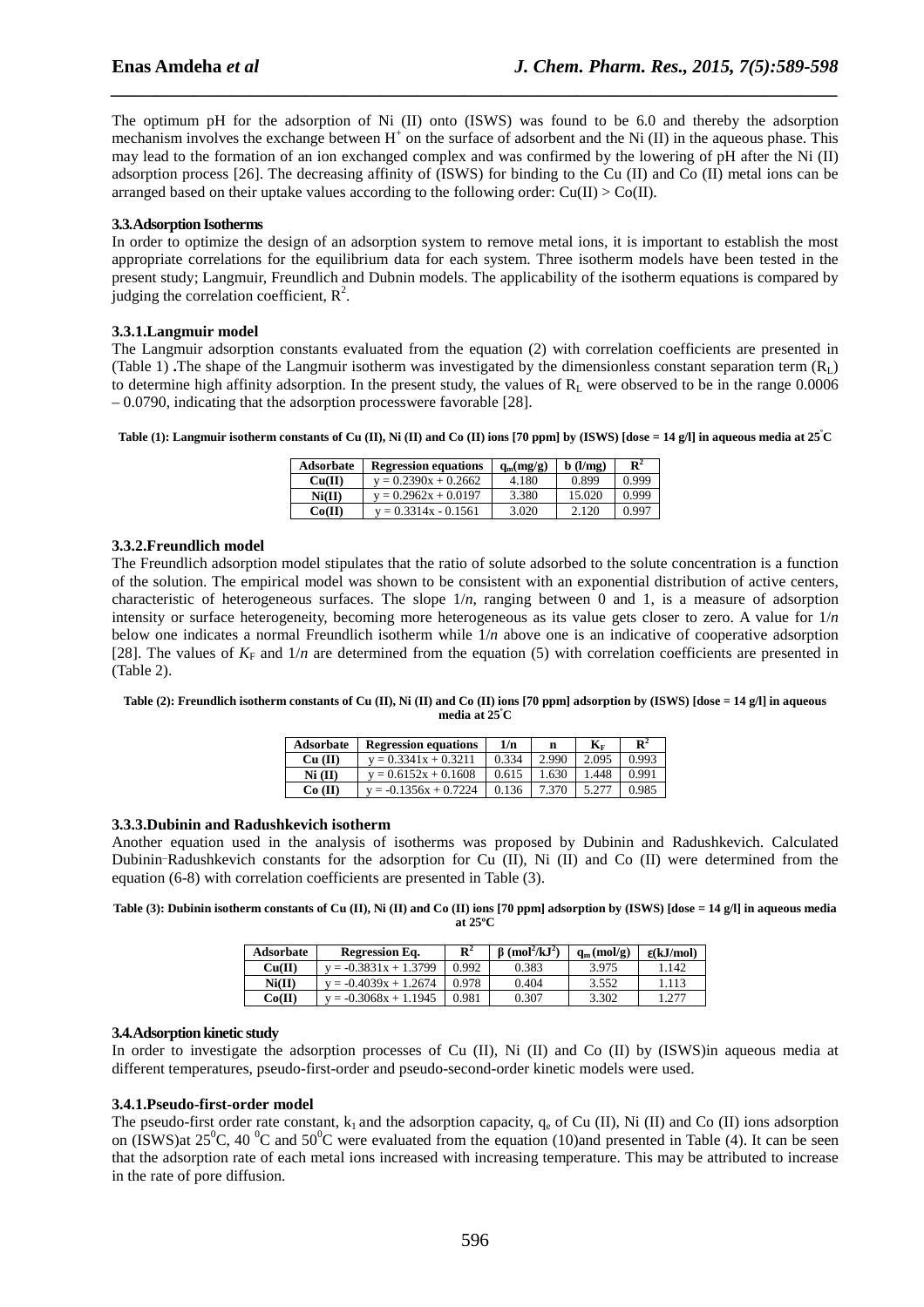The optimum pH for the adsorption of Ni (II) onto (ISWS) was found to be 6.0 and thereby the adsorption mechanism involves the exchange between $H^+$ on the surface of adsorbent and the Ni (II) in the aqueous phase. This may lead to the formation of an ion exchanged complex and was confirmed by the lowering of pH after the Ni (II) adsorption process [26]. The decreasing affinity of (ISWS) for binding to the Cu (II) and Co (II) metal ions can be arranged based on their uptake values according to the following order: Cu(II) > Co(II).

### 3.3.Adsorption Isotherms

In order to optimize the design of an adsorption system to remove metal ions, it is important to establish the most appropriate correlations for the equilibrium data for each system. Three isotherm models have been tested in the present study; Langmuir, Freundlich and Dubnin models. The applicability of the isotherm equations is compared by judging the correlation coefficient, $R^2$.

#### 3.3.1.Langmuir model

The Langmuir adsorption constants evaluated from the equation (2) with correlation coefficients are presented in (Table 1) **.**The shape of the Langmuir isotherm was investigated by the dimensionless constant separation term ($R_L$) to determine high affinity adsorption. In the present study, the values of $R_L$ were observed to be in the range 0.0006 – 0.0790, indicating that the adsorption processwere favorable [28].

**Table (1): Langmuir isotherm constants of Cu (II), Ni (II) and Co (II) ions [70 ppm] by (ISWS) [dose = 14 g/l] in aqueous media at 25°C**

| Adsorbate | Regression equations | $q_m$(mg/g) | b (l/mg) | $R^2$ |
|---|---|---|---|---|
| Cu(II) | y = 0.2390x + 0.2662 | 4.180 | 0.899 | 0.999 |
| Ni(II) | y = 0.2962x + 0.0197 | 3.380 | 15.020 | 0.999 |
| Co(II) | y = 0.3314x - 0.1561 | 3.020 | 2.120 | 0.997 |

#### 3.3.2.Freundlich model

The Freundlich adsorption model stipulates that the ratio of solute adsorbed to the solute concentration is a function of the solution. The empirical model was shown to be consistent with an exponential distribution of active centers, characteristic of heterogeneous surfaces. The slope $1/n$, ranging between 0 and 1, is a measure of adsorption intensity or surface heterogeneity, becoming more heterogeneous as its value gets closer to zero. A value for $1/n$ below one indicates a normal Freundlich isotherm while $1/n$ above one is an indicative of cooperative adsorption [28]. The values of $K_F$ and $1/n$ are determined from the equation (5) with correlation coefficients are presented in (Table 2).

**Table (2): Freundlich isotherm constants of Cu (II), Ni (II) and Co (II) ions [70 ppm] adsorption by (ISWS) [dose = 14 g/l] in aqueous media at 25°C**

| Adsorbate | Regression equations | 1/n | n | $K_F$ | $R^2$ |
|---|---|---|---|---|---|
| Cu (II) | y = 0.3341x + 0.3211 | 0.334 | 2.990 | 2.095 | 0.993 |
| Ni (II) | y = 0.6152x + 0.1608 | 0.615 | 1.630 | 1.448 | 0.991 |
| Co (II) | y = -0.1356x + 0.7224 | 0.136 | 7.370 | 5.277 | 0.985 |

#### 3.3.3.Dubinin and Radushkevich isotherm

Another equation used in the analysis of isotherms was proposed by Dubinin and Radushkevich. Calculated Dubinin–Radushkevich constants for the adsorption for Cu (II), Ni (II) and Co (II) were determined from the equation (6-8) with correlation coefficients are presented in Table (3).

**Table (3): Dubinin isotherm constants of Cu (II), Ni (II) and Co (II) ions [70 ppm] adsorption by (ISWS) [dose = 14 g/l] in aqueous media at 25°C**

| Adsorbate | Regression Eq. | $R^2$ | β ($mol^2/kJ^2$) | $q_m$ (mol/g) | ε(kJ/mol) |
|---|---|---|---|---|---|
| Cu(II) | y = -0.3831x + 1.3799 | 0.992 | 0.383 | 3.975 | 1.142 |
| Ni(II) | y = -0.4039x + 1.2674 | 0.978 | 0.404 | 3.552 | 1.113 |
| Co(II) | y = -0.3068x + 1.1945 | 0.981 | 0.307 | 3.302 | 1.277 |

### 3.4.Adsorption kinetic study

In order to investigate the adsorption processes of Cu (II), Ni (II) and Co (II) by (ISWS)in aqueous media at different temperatures, pseudo-first-order and pseudo-second-order kinetic models were used.

#### 3.4.1.Pseudo-first-order model

The pseudo-first order rate constant, $k_1$ and the adsorption capacity, $q_e$ of Cu (II), Ni (II) and Co (II) ions adsorption on (ISWS)at 25$^0$C, 40 $^0$C and 50$^0$C were evaluated from the equation (10)and presented in Table (4). It can be seen that the adsorption rate of each metal ions increased with increasing temperature. This may be attributed to increase in the rate of pore diffusion.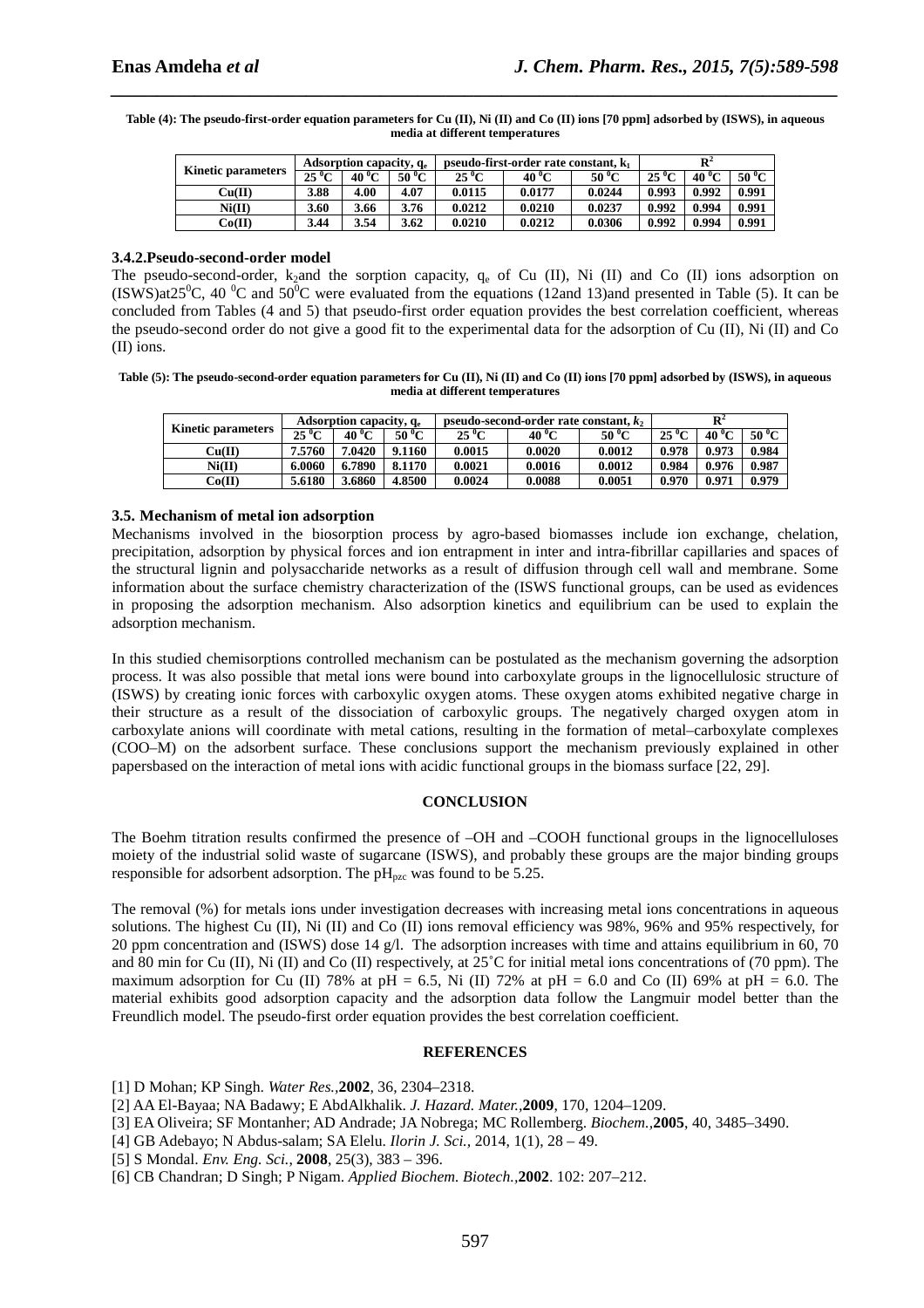**Table (4): The pseudo-first-order equation parameters for Cu (II), Ni (II) and Co (II) ions [70 ppm] adsorbed by (ISWS), in aqueous media at different temperatures**

| Kinetic parameters | Adsorption capacity, $q_e$ | | | pseudo-first-order rate constant, $k_1$ | | | $R^2$ | | |
|---|---|---|---|---|---|---|---|---|---|
| | 25 $^0$C | 40 $^0$C | 50 $^0$C | 25 $^0$C | 40 $^0$C | 50 $^0$C | 25 $^0$C | 40 $^0$C | 50 $^0$C |
| Cu(II) | 3.88 | 4.00 | 4.07 | 0.0115 | 0.0177 | 0.0244 | 0.993 | 0.992 | 0.991 |
| Ni(II) | 3.60 | 3.66 | 3.76 | 0.0212 | 0.0210 | 0.0237 | 0.992 | 0.994 | 0.991 |
| Co(II) | 3.44 | 3.54 | 3.62 | 0.0210 | 0.0212 | 0.0306 | 0.992 | 0.994 | 0.991 |

### 3.4.2.Pseudo-second-order model

The pseudo-second-order, $k_2$and the sorption capacity, $q_e$ of Cu (II), Ni (II) and Co (II) ions adsorption on (ISWS)at25$^0$C, 40 $^0$C and 50$^0$C were evaluated from the equations (12and 13)and presented in Table (5). It can be concluded from Tables (4 and 5) that pseudo-first order equation provides the best correlation coefficient, whereas the pseudo-second order do not give a good fit to the experimental data for the adsorption of Cu (II), Ni (II) and Co (II) ions.

**Table (5): The pseudo-second-order equation parameters for Cu (II), Ni (II) and Co (II) ions [70 ppm] adsorbed by (ISWS), in aqueous media at different temperatures**

| Kinetic parameters | Adsorption capacity, $q_e$ | | | pseudo-second-order rate constant, $k_2$ | | | $R^2$ | | |
|---|---|---|---|---|---|---|---|---|---|
| | 25 $^0$C | 40 $^0$C | 50 $^0$C | 25 $^0$C | 40 $^0$C | 50 $^0$C | 25 $^0$C | 40 $^0$C | 50 $^0$C |
| Cu(II) | 7.5760 | 7.0420 | 9.1160 | 0.0015 | 0.0020 | 0.0012 | 0.978 | 0.973 | 0.984 |
| Ni(II) | 6.0060 | 6.7890 | 8.1170 | 0.0021 | 0.0016 | 0.0012 | 0.984 | 0.976 | 0.987 |
| Co(II) | 5.6180 | 3.6860 | 4.8500 | 0.0024 | 0.0088 | 0.0051 | 0.970 | 0.971 | 0.979 |

### 3.5. Mechanism of metal ion adsorption

Mechanisms involved in the biosorption process by agro-based biomasses include ion exchange, chelation, precipitation, adsorption by physical forces and ion entrapment in inter and intra-fibrillar capillaries and spaces of the structural lignin and polysaccharide networks as a result of diffusion through cell wall and membrane. Some information about the surface chemistry characterization of the (ISWS functional groups, can be used as evidences in proposing the adsorption mechanism. Also adsorption kinetics and equilibrium can be used to explain the adsorption mechanism.

In this studied chemisorptions controlled mechanism can be postulated as the mechanism governing the adsorption process. It was also possible that metal ions were bound into carboxylate groups in the lignocellulosic structure of (ISWS) by creating ionic forces with carboxylic oxygen atoms. These oxygen atoms exhibited negative charge in their structure as a result of the dissociation of carboxylic groups. The negatively charged oxygen atom in carboxylate anions will coordinate with metal cations, resulting in the formation of metal–carboxylate complexes (COO–M) on the adsorbent surface. These conclusions support the mechanism previously explained in other papersbased on the interaction of metal ions with acidic functional groups in the biomass surface [22, 29].

## CONCLUSION

The Boehm titration results confirmed the presence of –OH and –COOH functional groups in the lignocelluloses moiety of the industrial solid waste of sugarcane (ISWS), and probably these groups are the major binding groups responsible for adsorbent adsorption. The $pH_{pzc}$ was found to be 5.25.

The removal (%) for metals ions under investigation decreases with increasing metal ions concentrations in aqueous solutions. The highest Cu (II), Ni (II) and Co (II) ions removal efficiency was 98%, 96% and 95% respectively, for 20 ppm concentration and (ISWS) dose 14 g/l. The adsorption increases with time and attains equilibrium in 60, 70 and 80 min for Cu (II), Ni (II) and Co (II) respectively, at 25˚C for initial metal ions concentrations of (70 ppm). The maximum adsorption for Cu (II) 78% at pH = 6.5, Ni (II) 72% at pH = 6.0 and Co (II) 69% at pH = 6.0. The material exhibits good adsorption capacity and the adsorption data follow the Langmuir model better than the Freundlich model. The pseudo-first order equation provides the best correlation coefficient.

## REFERENCES

[1] D Mohan; KP Singh. *Water Res.*,**2002**, 36, 2304–2318.
[2] AA El-Bayaa; NA Badawy; E AbdAlkhalik. *J. Hazard. Mater.*,**2009**, 170, 1204–1209.
[3] EA Oliveira; SF Montanher; AD Andrade; JA Nobrega; MC Rollemberg. *Biochem.*,**2005**, 40, 3485–3490.
[4] GB Adebayo; N Abdus-salam; SA Elelu. *Ilorin J. Sci.,* 2014, 1(1), 28 – 49.
[5] S Mondal. *Env. Eng. Sci.*, **2008**, 25(3), 383 – 396.
[6] CB Chandran; D Singh; P Nigam. *Applied Biochem. Biotech.*,**2002**. 102: 207–212.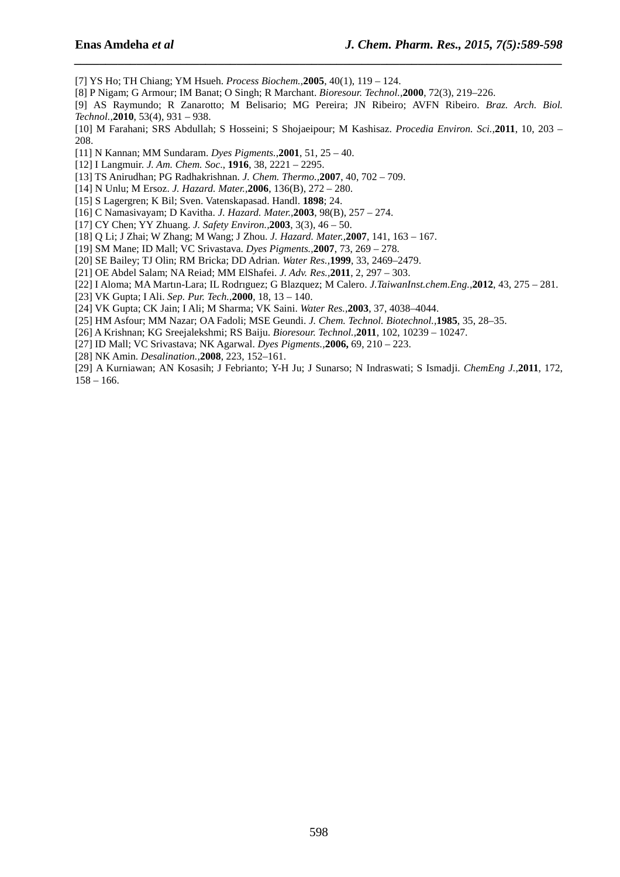[7] YS Ho; TH Chiang; YM Hsueh. *Process Biochem.*,**2005**, 40(1), 119 – 124.

[8] P Nigam; G Armour; IM Banat; O Singh; R Marchant. *Bioresour. Technol.*,**2000**, 72(3), 219–226.

[9] AS Raymundo; R Zanarotto; M Belisario; MG Pereira; JN Ribeiro; AVFN Ribeiro. *Braz. Arch. Biol. Technol.*,**2010**, 53(4), 931 – 938.

[10] M Farahani; SRS Abdullah; S Hosseini; S Shojaeipour; M Kashisaz. *Procedia Environ. Sci.*,**2011**, 10, 203 – 208.

[11] N Kannan; MM Sundaram. *Dyes Pigments.*,**2001**, 51, 25 – 40.

[12] I Langmuir. *J. Am. Chem. Soc*., **1916**, 38, 2221 – 2295.

[13] TS Anirudhan; PG Radhakrishnan. *J. Chem. Thermo.*,**2007**, 40, 702 – 709.

[14] N Unlu; M Ersoz. *J. Hazard. Mater.*,**2006**, 136(B), 272 – 280.

[15] S Lagergren; K Bil; Sven. Vatenskapasad. Handl. **1898**; 24.

[16] C Namasivayam; D Kavitha. *J. Hazard. Mater.*,**2003**, 98(B), 257 – 274.

[17] CY Chen; YY Zhuang. *J. Safety Environ.*,**2003**, 3(3), 46 – 50.

[18] Q Li; J Zhai; W Zhang; M Wang; J Zhou. *J. Hazard. Mater.*,**2007**, 141, 163 – 167.

[19] SM Mane; ID Mall; VC Srivastava. *Dyes Pigments.*,**2007**, 73, 269 – 278.

[20] SE Bailey; TJ Olin; RM Bricka; DD Adrian. *Water Res.*,**1999**, 33, 2469–2479.

[21] OE Abdel Salam; NA Reiad; MM ElShafei. *J. Adv. Res.*,**2011**, 2, 297 – 303.

[22] I Aloma; MA Martın-Lara; IL Rodrıguez; G Blazquez; M Calero. *J.TaiwanInst.chem.Eng.*,**2012**, 43, 275 – 281.

[23] VK Gupta; I Ali. *Sep. Pur. Tech.*,**2000**, 18, 13 – 140.

[24] VK Gupta; CK Jain; I Ali; M Sharma; VK Saini. *Water Res.*,**2003**, 37, 4038–4044.

[25] HM Asfour; MM Nazar; OA Fadoli; MSE Geundi. *J. Chem. Technol. Biotechnol.*,**1985**, 35, 28–35.

[26] A Krishnan; KG Sreejalekshmi; RS Baiju. *Bioresour. Technol.*,**2011**, 102, 10239 – 10247.

[27] ID Mall; VC Srivastava; NK Agarwal. *Dyes Pigments.*,**2006,** 69, 210 – 223.

[28] NK Amin. *Desalination.*,**2008**, 223, 152–161.

[29] A Kurniawan; AN Kosasih; J Febrianto; Y-H Ju; J Sunarso; N Indraswati; S Ismadji. *ChemEng J.*,**2011**, 172, 158 – 166.